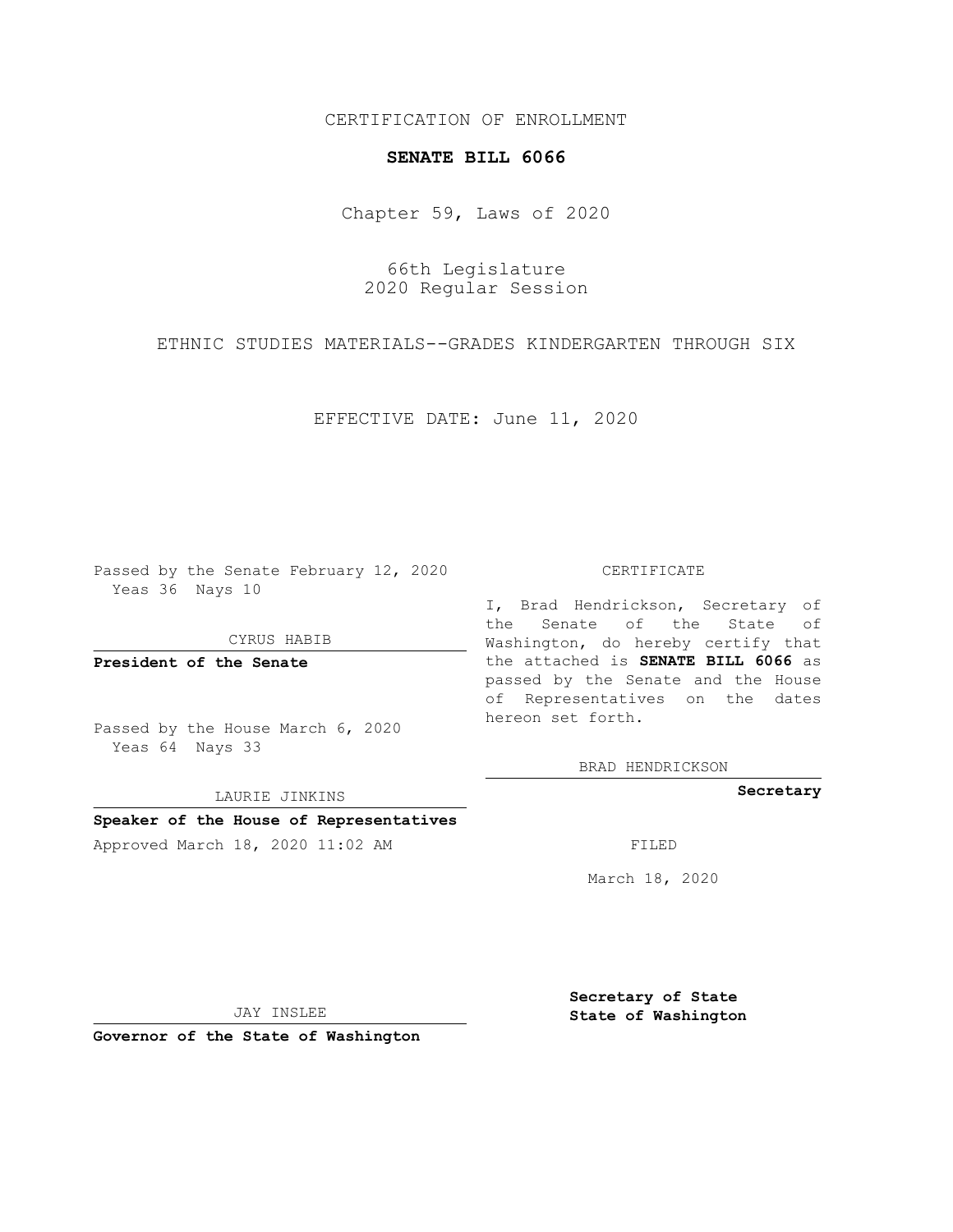CERTIFICATION OF ENROLLMENT

**SENATE BILL 6066**

Chapter 59, Laws of 2020

66th Legislature
2020 Regular Session

ETHNIC STUDIES MATERIALS--GRADES KINDERGARTEN THROUGH SIX

EFFECTIVE DATE: June 11, 2020

Passed by the Senate February 12, 2020
Yeas 36 Nays 10

CYRUS HABIB

**President of the Senate**

Passed by the House March 6, 2020
Yeas 64 Nays 33

LAURIE JINKINS

**Speaker of the House of Representatives**

Approved March 18, 2020 11:02 AM

JAY INSLEE

**Governor of the State of Washington**

CERTIFICATE

I, Brad Hendrickson, Secretary of the Senate of the State of Washington, do hereby certify that the attached is **SENATE BILL 6066** as passed by the Senate and the House of Representatives on the dates hereon set forth.

BRAD HENDRICKSON

**Secretary**

FILED

March 18, 2020

**Secretary of State**
**State of Washington**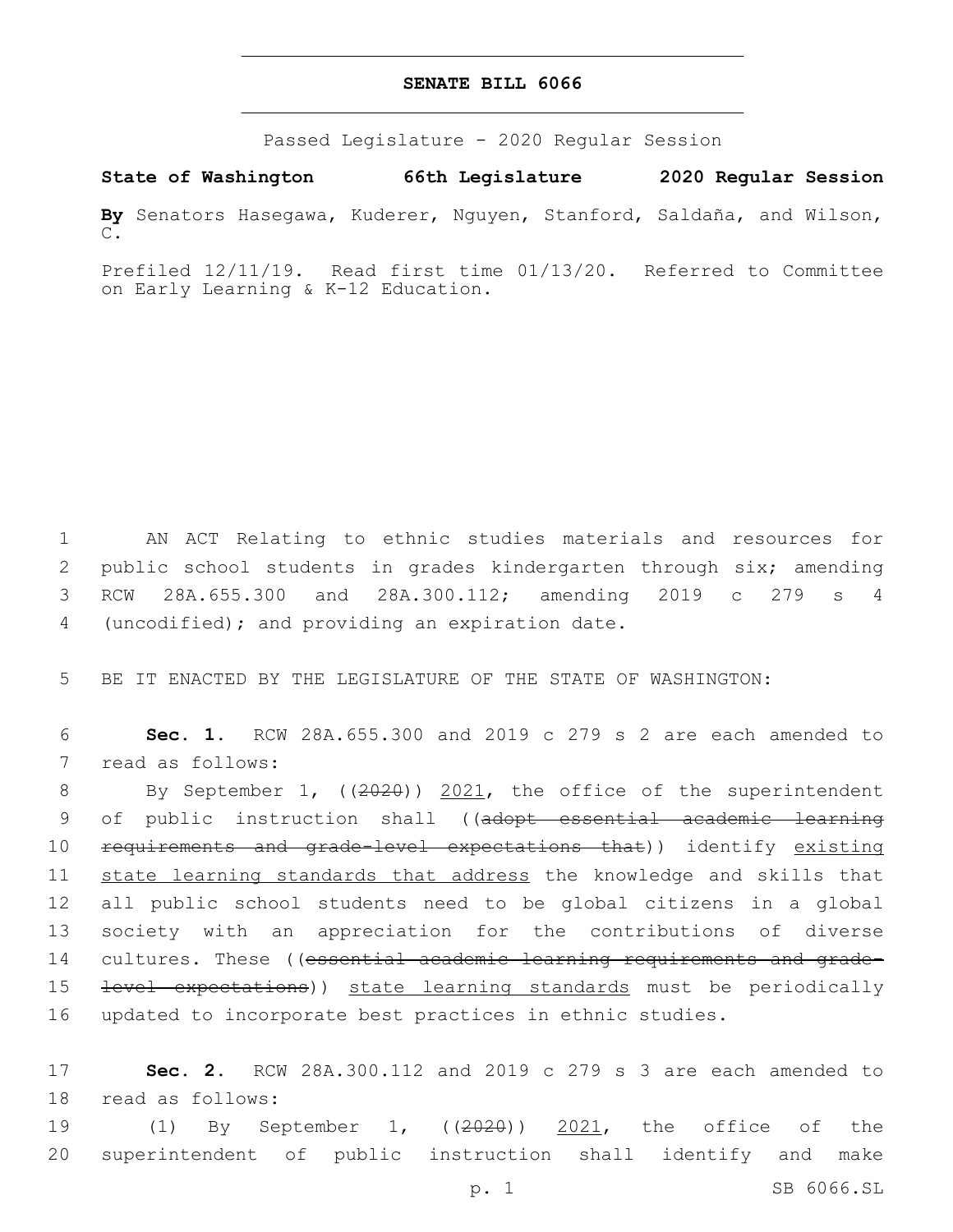# SENATE BILL 6066

Passed Legislature - 2020 Regular Session

**State of Washington 66th Legislature 2020 Regular Session**

**By** Senators Hasegawa, Kuderer, Nguyen, Stanford, Saldaña, and Wilson, C.

Prefiled 12/11/19. Read first time 01/13/20. Referred to Committee on Early Learning & K-12 Education.

1 AN ACT Relating to ethnic studies materials and resources for
2 public school students in grades kindergarten through six; amending
3 RCW 28A.655.300 and 28A.300.112; amending 2019 c 279 s 4
4 (uncodified); and providing an expiration date.

5 BE IT ENACTED BY THE LEGISLATURE OF THE STATE OF WASHINGTON:

6 **Sec. 1.** RCW 28A.655.300 and 2019 c 279 s 2 are each amended to
7 read as follows:

8 By September 1, ((~~2020~~)) <u>2021</u>, the office of the superintendent
9 of public instruction shall ((~~adopt essential academic learning~~
10 ~~requirements and grade-level expectations that~~)) identify <u>existing</u>
11 <u>state learning standards that address</u> the knowledge and skills that
12 all public school students need to be global citizens in a global
13 society with an appreciation for the contributions of diverse
14 cultures. These ((~~essential academic learning requirements and grade-~~
15 ~~level expectations~~)) <u>state learning standards</u> must be periodically
16 updated to incorporate best practices in ethnic studies.

17 **Sec. 2.** RCW 28A.300.112 and 2019 c 279 s 3 are each amended to
18 read as follows:

19 (1) By September 1, ((~~2020~~)) <u>2021</u>, the office of the
20 superintendent of public instruction shall identify and make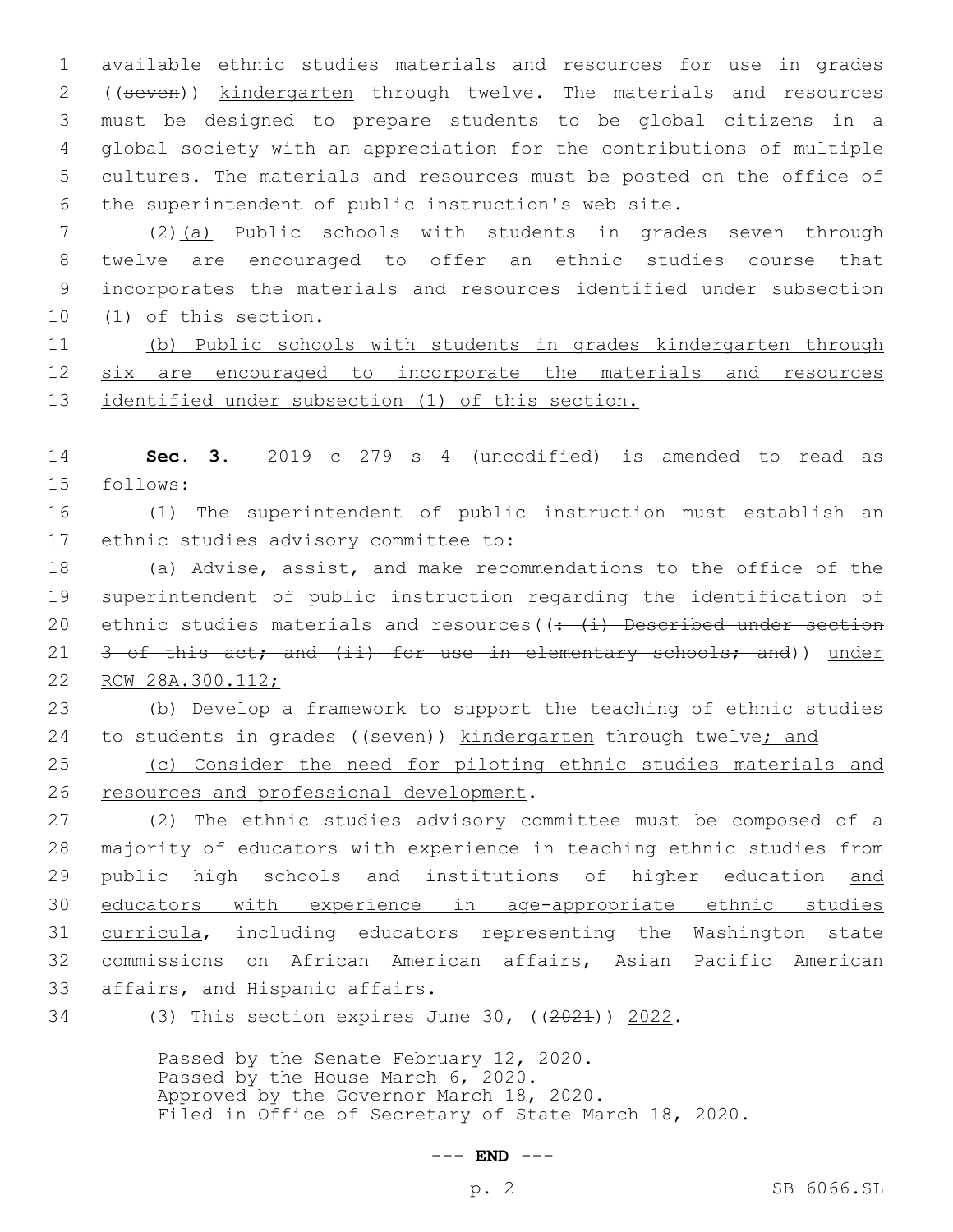available ethnic studies materials and resources for use in grades ((~~seven~~)) <u>kindergarten</u> through twelve. The materials and resources must be designed to prepare students to be global citizens in a global society with an appreciation for the contributions of multiple cultures. The materials and resources must be posted on the office of the superintendent of public instruction's web site.

(2)<u>(a)</u> Public schools with students in grades seven through twelve are encouraged to offer an ethnic studies course that incorporates the materials and resources identified under subsection (1) of this section.

<u>(b) Public schools with students in grades kindergarten through six are encouraged to incorporate the materials and resources identified under subsection (1) of this section.</u>

**Sec. 3.** 2019 c 279 s 4 (uncodified) is amended to read as follows:

(1) The superintendent of public instruction must establish an ethnic studies advisory committee to:

(a) Advise, assist, and make recommendations to the office of the superintendent of public instruction regarding the identification of ethnic studies materials and resources((~~: (i) Described under section 3 of this act; and (ii) for use in elementary schools; and~~)) <u>under RCW 28A.300.112;</u>

(b) Develop a framework to support the teaching of ethnic studies to students in grades ((~~seven~~)) <u>kindergarten</u> through twelve<u>; and</u>

<u>(c) Consider the need for piloting ethnic studies materials and resources and professional development</u>.

(2) The ethnic studies advisory committee must be composed of a majority of educators with experience in teaching ethnic studies from public high schools and institutions of higher education <u>and educators with experience in age-appropriate ethnic studies curricula</u>, including educators representing the Washington state commissions on African American affairs, Asian Pacific American affairs, and Hispanic affairs.

(3) This section expires June 30, ((~~2021~~)) <u>2022</u>.

Passed by the Senate February 12, 2020.
Passed by the House March 6, 2020.
Approved by the Governor March 18, 2020.
Filed in Office of Secretary of State March 18, 2020.

**--- END ---**